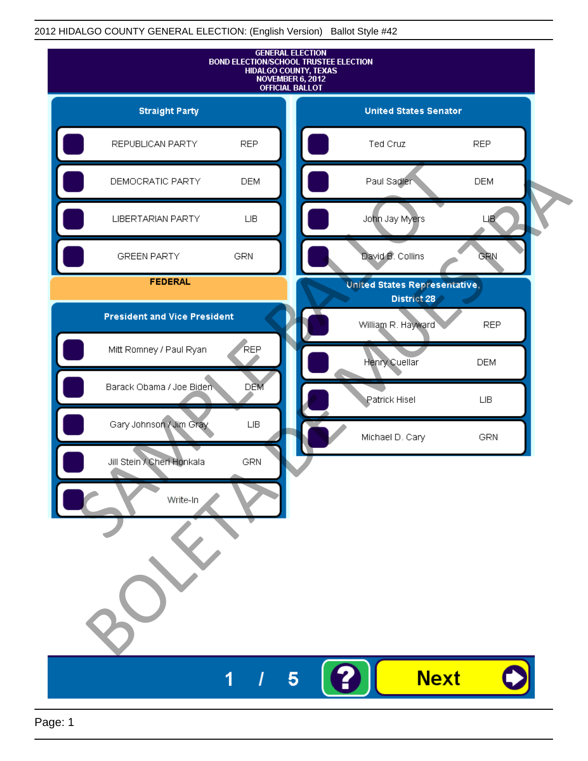2012 HIDALGO COUNTY GENERAL ELECTION: (English Version) Ballot Style #42

# GENERAL ELECTION
# BOND ELECTION/SCHOOL TRUSTEE ELECTION
# HIDALGO COUNTY, TEXAS
# NOVEMBER 6, 2012
# OFFICIAL BALLOT

## Straight Party

| | |
|---|---|
| REPUBLICAN PARTY | REP |
| DEMOCRATIC PARTY | DEM |
| LIBERTARIAN PARTY | LIB |
| GREEN PARTY | GRN |

## FEDERAL

### President and Vice President

| | |
|---|---|
| Mitt Romney / Paul Ryan | REP |
| Barack Obama / Joe Biden | DEM |
| Gary Johnson / Jim Gray | LIB |
| Jill Stein / Cheri Honkala | GRN |
| Write-In | |

### United States Senator

| | |
|---|---|
| Ted Cruz | REP |
| Paul Sadler | DEM |
| John Jay Myers | LIB |
| David B. Collins | GRN |

### United States Representative, District 28

| | |
|---|---|
| William R. Hayward | REP |
| Henry Cuellar | DEM |
| Patrick Hisel | LIB |
| Michael D. Cary | GRN |

SAMPLE BALLOT
BOLETA DE MUESTRA

1 / 5

Next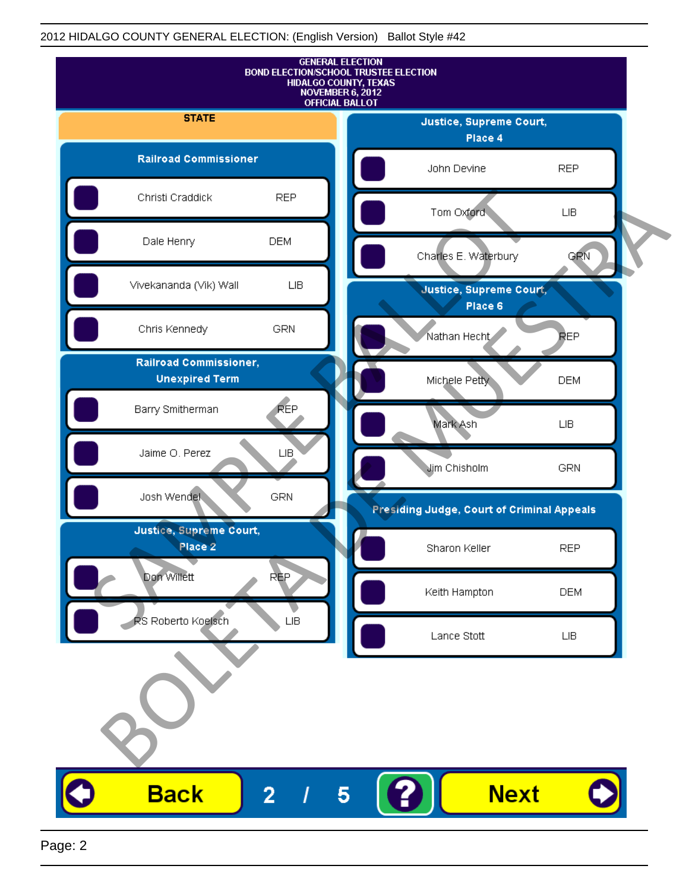GENERAL ELECTION
BOND ELECTION/SCHOOL TRUSTEE ELECTION
HIDALGO COUNTY, TEXAS
NOVEMBER 6, 2012
OFFICIAL BALLOT

## STATE

### Railroad Commissioner

| | |
|---|---|
| Christi Craddick | REP |
| Dale Henry | DEM |
| Vivekananda (Vik) Wall | LIB |
| Chris Kennedy | GRN |

### Railroad Commissioner, Unexpired Term

| | |
|---|---|
| Barry Smitherman | REP |
| Jaime O. Perez | LIB |
| Josh Wendel | GRN |

### Justice, Supreme Court, Place 2

| | |
|---|---|
| Don Willett | REP |
| RS Roberto Koelsch | LIB |

### Justice, Supreme Court, Place 4

| | |
|---|---|
| John Devine | REP |
| Tom Oxford | LIB |
| Charles E. Waterbury | GRN |

### Justice, Supreme Court, Place 6

| | |
|---|---|
| Nathan Hecht | REP |
| Michele Petty | DEM |
| Mark Ash | LIB |
| Jim Chisholm | GRN |

### Presiding Judge, Court of Criminal Appeals

| | |
|---|---|
| Sharon Keller | REP |
| Keith Hampton | DEM |
| Lance Stott | LIB |

SAMPLE BALLOT
BOLETA DE MUESTRA

Back 2 / 5 ? Next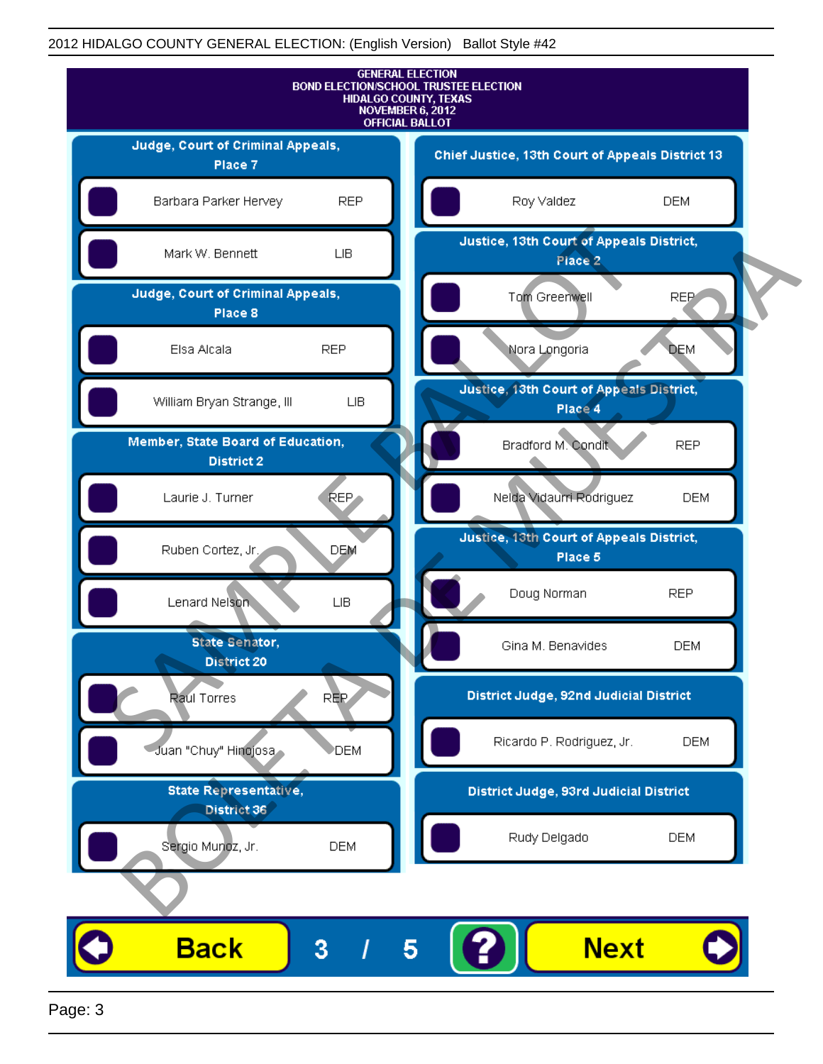2012 HIDALGO COUNTY GENERAL ELECTION: (English Version) Ballot Style #42

GENERAL ELECTION
BOND ELECTION/SCHOOL TRUSTEE ELECTION
HIDALGO COUNTY, TEXAS
NOVEMBER 6, 2012
OFFICIAL BALLOT

**Judge, Court of Criminal Appeals, Place 7**

- Barbara Parker Hervey — REP
- Mark W. Bennett — LIB

**Judge, Court of Criminal Appeals, Place 8**

- Elsa Alcala — REP
- William Bryan Strange, III — LIB

**Member, State Board of Education, District 2**

- Laurie J. Turner — REP
- Ruben Cortez, Jr. — DEM
- Lenard Nelson — LIB

**State Senator, District 20**

- Raul Torres — REP
- Juan "Chuy" Hinojosa — DEM

**State Representative, District 36**

- Sergio Munoz, Jr. — DEM

**Chief Justice, 13th Court of Appeals District 13**

- Roy Valdez — DEM

**Justice, 13th Court of Appeals District, Place 2**

- Tom Greenwell — REP
- Nora Longoria — DEM

**Justice, 13th Court of Appeals District, Place 4**

- Bradford M. Condit — REP
- Nelda Vidaurri Rodriguez — DEM

**Justice, 13th Court of Appeals District, Place 5**

- Doug Norman — REP
- Gina M. Benavides — DEM

**District Judge, 92nd Judicial District**

- Ricardo P. Rodriguez, Jr. — DEM

**District Judge, 93rd Judicial District**

- Rudy Delgado — DEM

SAMPLE BALLOT
BOLETA DE MUESTRA

Back 3 / 5 ? Next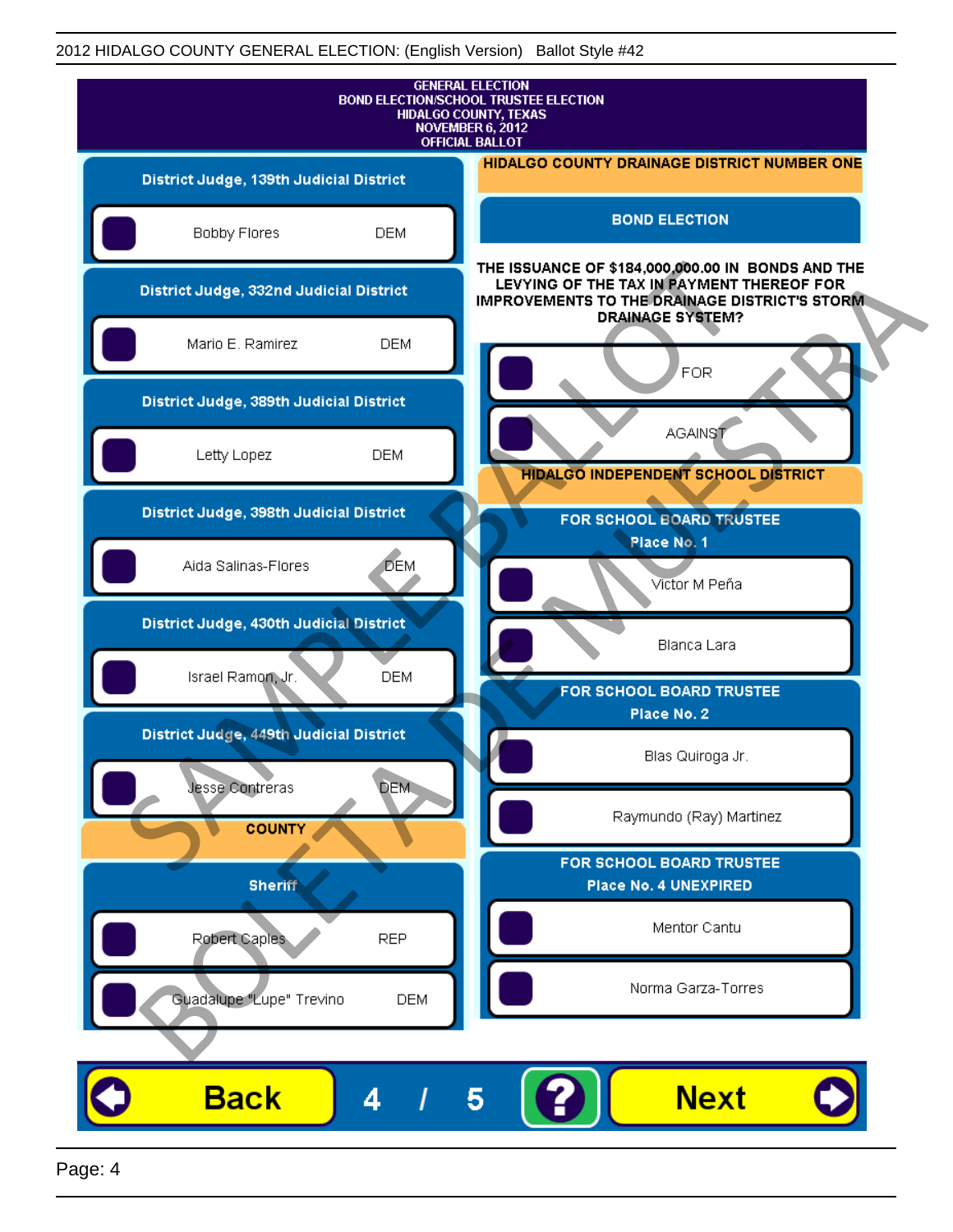2012 HIDALGO COUNTY GENERAL ELECTION: (English Version) Ballot Style #42

GENERAL ELECTION
BOND ELECTION/SCHOOL TRUSTEE ELECTION
HIDALGO COUNTY, TEXAS
NOVEMBER 6, 2012
OFFICIAL BALLOT

**District Judge, 139th Judicial District**

- Bobby Flores DEM

**District Judge, 332nd Judicial District**

- Mario E. Ramirez DEM

**District Judge, 389th Judicial District**

- Letty Lopez DEM

**District Judge, 398th Judicial District**

- Aida Salinas-Flores DEM

**District Judge, 430th Judicial District**

- Israel Ramon, Jr. DEM

**District Judge, 449th Judicial District**

- Jesse Contreras DEM

**COUNTY**

**Sheriff**

- Robert Caples REP
- Guadalupe "Lupe" Trevino DEM

**HIDALGO COUNTY DRAINAGE DISTRICT NUMBER ONE**

**BOND ELECTION**

THE ISSUANCE OF $184,000,000.00 IN BONDS AND THE LEVYING OF THE TAX IN PAYMENT THEREOF FOR IMPROVEMENTS TO THE DRAINAGE DISTRICT'S STORM DRAINAGE SYSTEM?

- FOR
- AGAINST

**HIDALGO INDEPENDENT SCHOOL DISTRICT**

**FOR SCHOOL BOARD TRUSTEE Place No. 1**

- Victor M Peña
- Blanca Lara

**FOR SCHOOL BOARD TRUSTEE Place No. 2**

- Blas Quiroga Jr.
- Raymundo (Ray) Martinez

**FOR SCHOOL BOARD TRUSTEE Place No. 4 UNEXPIRED**

- Mentor Cantu
- Norma Garza-Torres

SAMPLE BALLOT BOLETA DE MUESTRA

Back 4 / 5 ? Next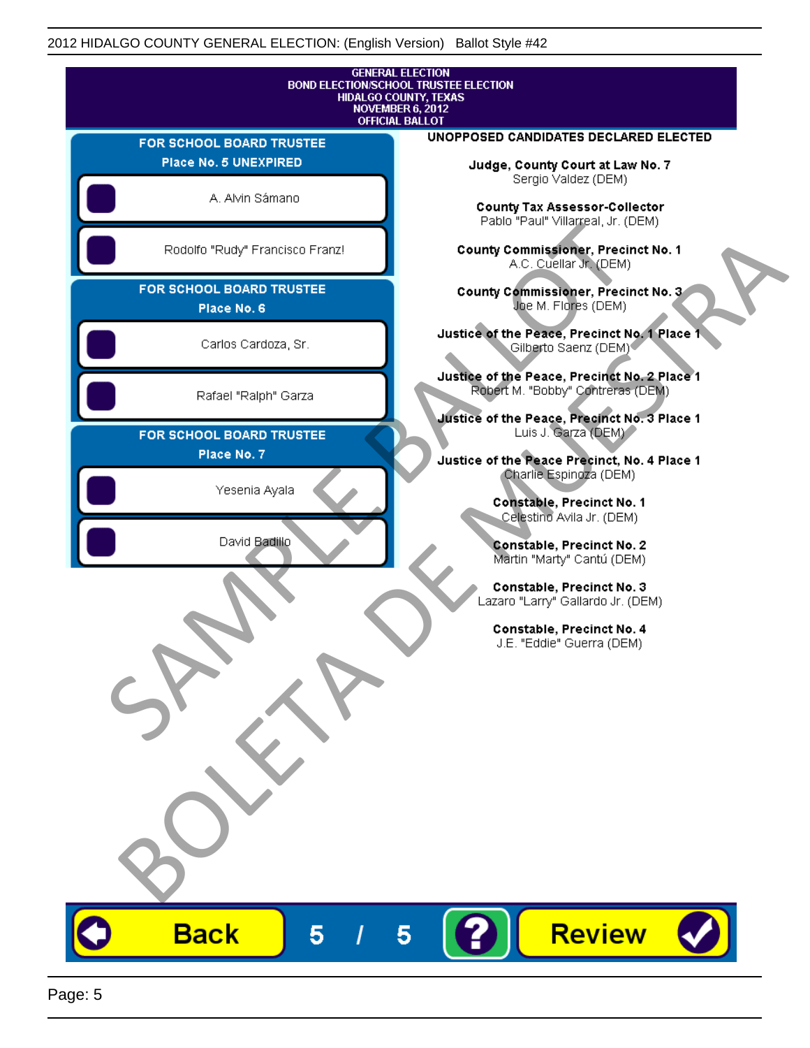2012 HIDALGO COUNTY GENERAL ELECTION: (English Version) Ballot Style #42

GENERAL ELECTION
BOND ELECTION/SCHOOL TRUSTEE ELECTION
HIDALGO COUNTY, TEXAS
NOVEMBER 6, 2012
OFFICIAL BALLOT

**FOR SCHOOL BOARD TRUSTEE**
**Place No. 5 UNEXPIRED**

- A. Alvin Sámano
- Rodolfo "Rudy" Francisco Franz!

**FOR SCHOOL BOARD TRUSTEE**
**Place No. 6**

- Carlos Cardoza, Sr.
- Rafael "Ralph" Garza

**FOR SCHOOL BOARD TRUSTEE**
**Place No. 7**

- Yesenia Ayala
- David Badillo

**UNOPPOSED CANDIDATES DECLARED ELECTED**

**Judge, County Court at Law No. 7**
Sergio Valdez (DEM)

**County Tax Assessor-Collector**
Pablo "Paul" Villarreal, Jr. (DEM)

**County Commissioner, Precinct No. 1**
A.C. Cuellar Jr. (DEM)

**County Commissioner, Precinct No. 3**
Joe M. Flores (DEM)

**Justice of the Peace, Precinct No. 1 Place 1**
Gilberto Saenz (DEM)

**Justice of the Peace, Precinct No. 2 Place 1**
Robert M. "Bobby" Contreras (DEM)

**Justice of the Peace, Precinct No. 3 Place 1**
Luis J. Garza (DEM)

**Justice of the Peace Precinct, No. 4 Place 1**
Charlie Espinoza (DEM)

**Constable, Precinct No. 1**
Celestino Avila Jr. (DEM)

**Constable, Precinct No. 2**
Martin "Marty" Cantú (DEM)

**Constable, Precinct No. 3**
Lazaro "Larry" Gallardo Jr. (DEM)

**Constable, Precinct No. 4**
J.E. "Eddie" Guerra (DEM)

SAMPLE BALLOT
BOLETA DE MUESTRA

Back 5 / 5 ? Review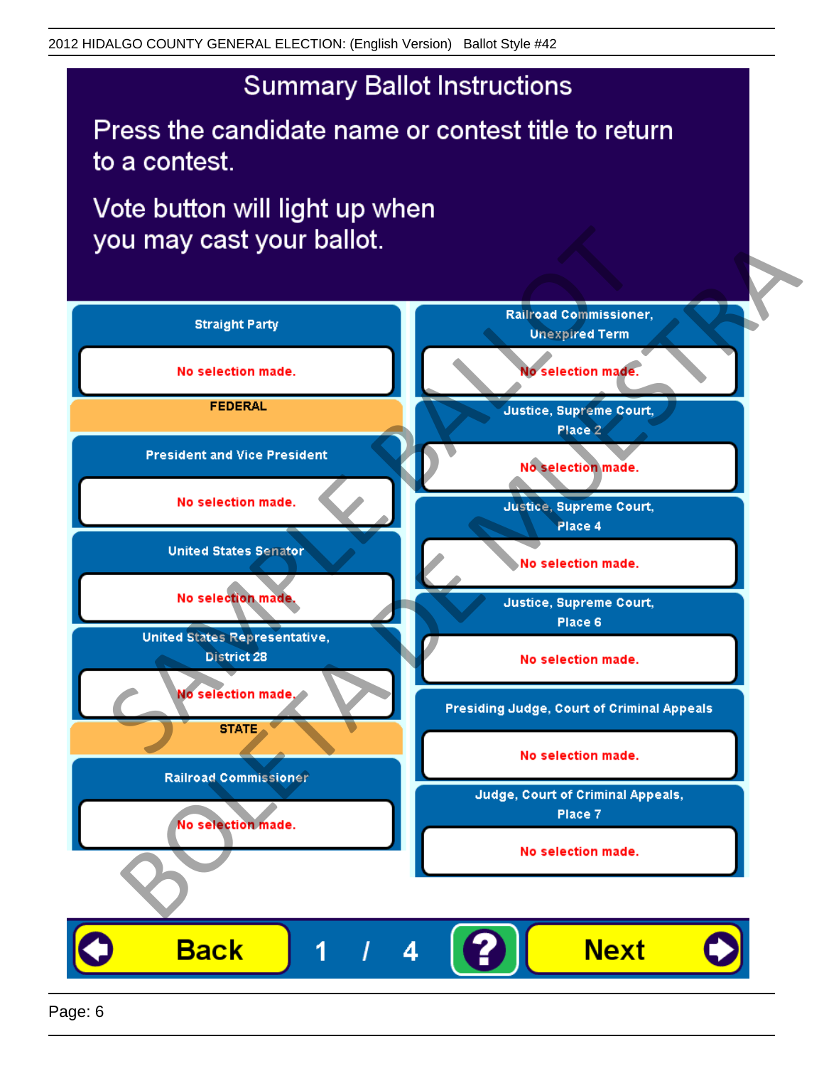2012 HIDALGO COUNTY GENERAL ELECTION: (English Version) Ballot Style #42

# Summary Ballot Instructions

Press the candidate name or contest title to return to a contest.

Vote button will light up when you may cast your ballot.

**Straight Party**

No selection made.

**FEDERAL**

**President and Vice President**

No selection made.

**United States Senator**

No selection made.

**United States Representative, District 28**

No selection made.

**STATE**

**Railroad Commissioner**

No selection made.

**Railroad Commissioner, Unexpired Term**

No selection made.

**Justice, Supreme Court, Place 2**

No selection made.

**Justice, Supreme Court, Place 4**

No selection made.

**Justice, Supreme Court, Place 6**

No selection made.

**Presiding Judge, Court of Criminal Appeals**

No selection made.

**Judge, Court of Criminal Appeals, Place 7**

No selection made.

Back 1 / 4 ? Next

SAMPLE BALLOT BOLETA DE MUESTRA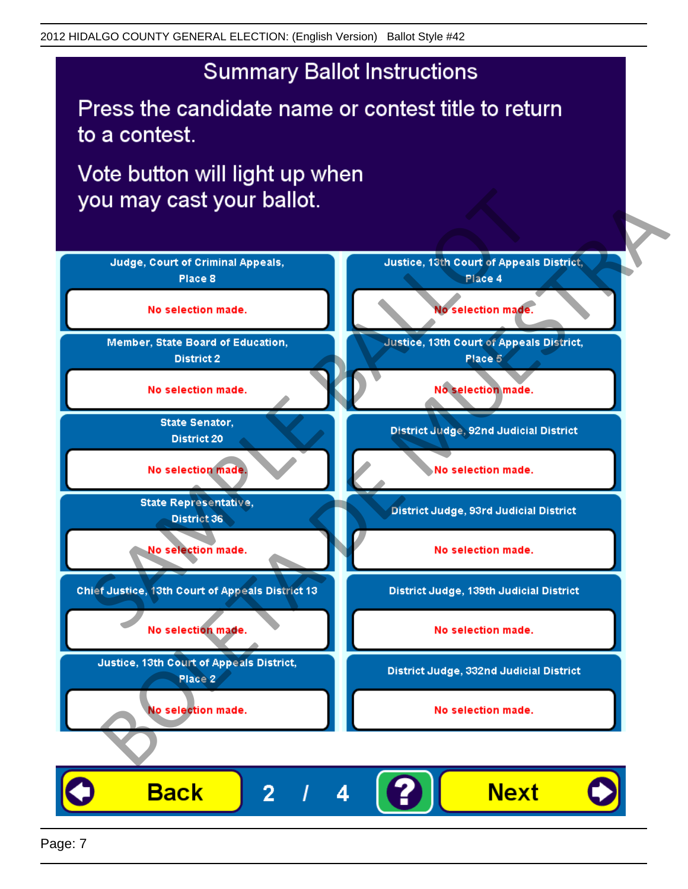2012 HIDALGO COUNTY GENERAL ELECTION: (English Version)   Ballot Style #42

# Summary Ballot Instructions

Press the candidate name or contest title to return to a contest.

Vote button will light up when you may cast your ballot.

**Judge, Court of Criminal Appeals, Place 8**

No selection made.

**Member, State Board of Education, District 2**

No selection made.

**State Senator, District 20**

No selection made.

**State Representative, District 36**

No selection made.

**Chief Justice, 13th Court of Appeals District 13**

No selection made.

**Justice, 13th Court of Appeals District, Place 2**

No selection made.

**Justice, 13th Court of Appeals District, Place 4**

No selection made.

**Justice, 13th Court of Appeals District, Place 5**

No selection made.

**District Judge, 92nd Judicial District**

No selection made.

**District Judge, 93rd Judicial District**

No selection made.

**District Judge, 139th Judicial District**

No selection made.

**District Judge, 332nd Judicial District**

No selection made.

Back   2 / 4   ?   Next

SAMPLE BALLOT
BOLETA DE MUESTRA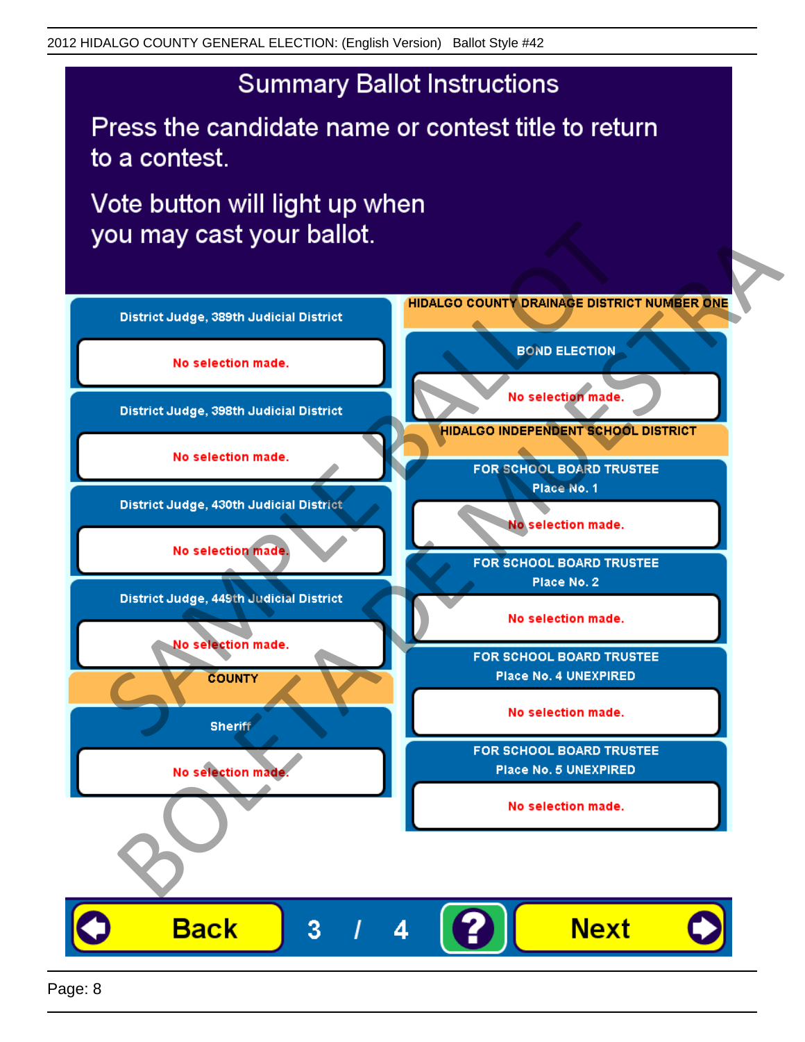# Summary Ballot Instructions

Press the candidate name or contest title to return to a contest.

Vote button will light up when you may cast your ballot.

**District Judge, 389th Judicial District**

No selection made.

**District Judge, 398th Judicial District**

No selection made.

**District Judge, 430th Judicial District**

No selection made.

**District Judge, 449th Judicial District**

No selection made.

**COUNTY**

**Sheriff**

No selection made.

**HIDALGO COUNTY DRAINAGE DISTRICT NUMBER ONE**

**BOND ELECTION**

No selection made.

**HIDALGO INDEPENDENT SCHOOL DISTRICT**

**FOR SCHOOL BOARD TRUSTEE Place No. 1**

No selection made.

**FOR SCHOOL BOARD TRUSTEE Place No. 2**

No selection made.

**FOR SCHOOL BOARD TRUSTEE Place No. 4 UNEXPIRED**

No selection made.

**FOR SCHOOL BOARD TRUSTEE Place No. 5 UNEXPIRED**

No selection made.

SAMPLE BALLOT BOLETA DE MUESTRA

Back 3 / 4 ? Next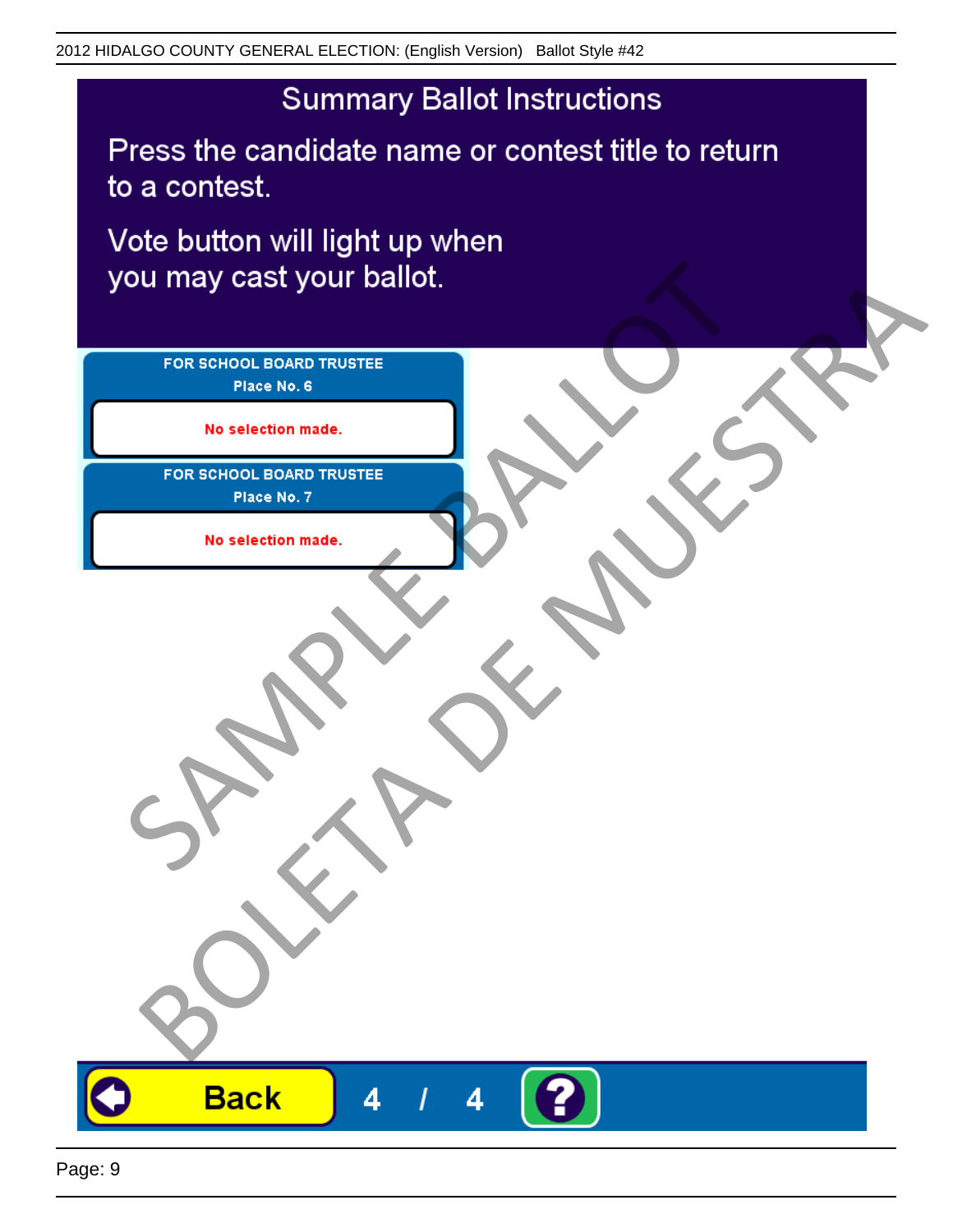2012 HIDALGO COUNTY GENERAL ELECTION: (English Version) Ballot Style #42

# Summary Ballot Instructions

Press the candidate name or contest title to return to a contest.

Vote button will light up when you may cast your ballot.

**FOR SCHOOL BOARD TRUSTEE**
**Place No. 6**

No selection made.

**FOR SCHOOL BOARD TRUSTEE**
**Place No. 7**

No selection made.

SAMPLE BALLOT
BOLETA DE MUESTRA

Back 4 / 4 ?